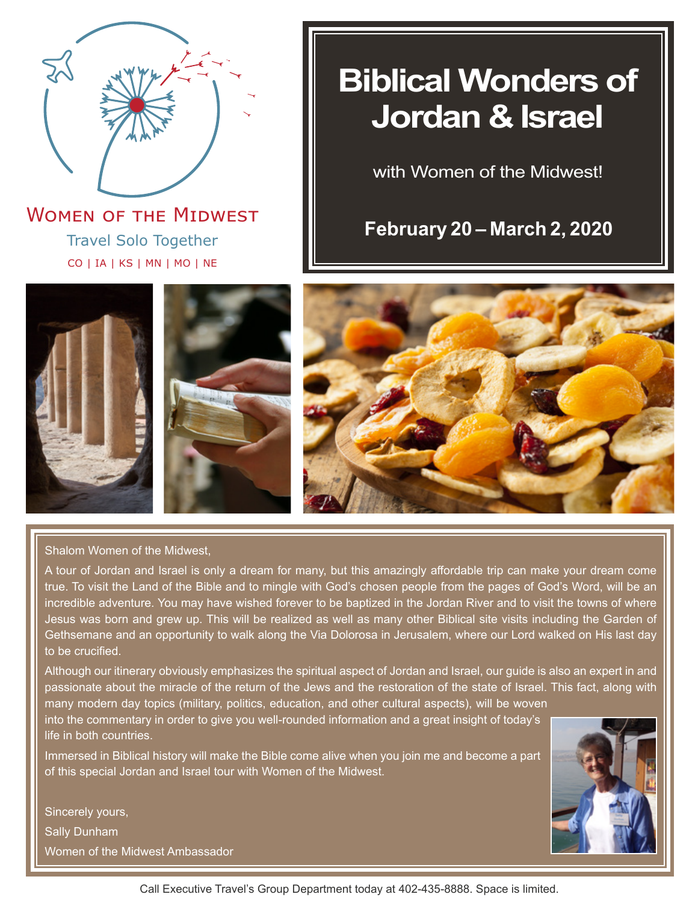Women of the Midwest

Travel Solo Together

CO | IA | KS | MN | MO | NE

# Biblical Wonders of Jordan & Israel

with Women of the Midwest!

**February 20 – March 2, 2020**

Shalom Women of the Midwest,

A tour of Jordan and Israel is only a dream for many, but this amazingly affordable trip can make your dream come true. To visit the Land of the Bible and to mingle with God's chosen people from the pages of God's Word, will be an incredible adventure. You may have wished forever to be baptized in the Jordan River and to visit the towns of where Jesus was born and grew up. This will be realized as well as many other Biblical site visits including the Garden of Gethsemane and an opportunity to walk along the Via Dolorosa in Jerusalem, where our Lord walked on His last day to be crucified.

Although our itinerary obviously emphasizes the spiritual aspect of Jordan and Israel, our guide is also an expert in and passionate about the miracle of the return of the Jews and the restoration of the state of Israel. This fact, along with many modern day topics (military, politics, education, and other cultural aspects), will be woven into the commentary in order to give you well-rounded information and a great insight of today's life in both countries.

Immersed in Biblical history will make the Bible come alive when you join me and become a part of this special Jordan and Israel tour with Women of the Midwest.

Sincerely yours,

Sally Dunham

Women of the Midwest Ambassador

Call Executive Travel's Group Department today at 402-435-8888. Space is limited.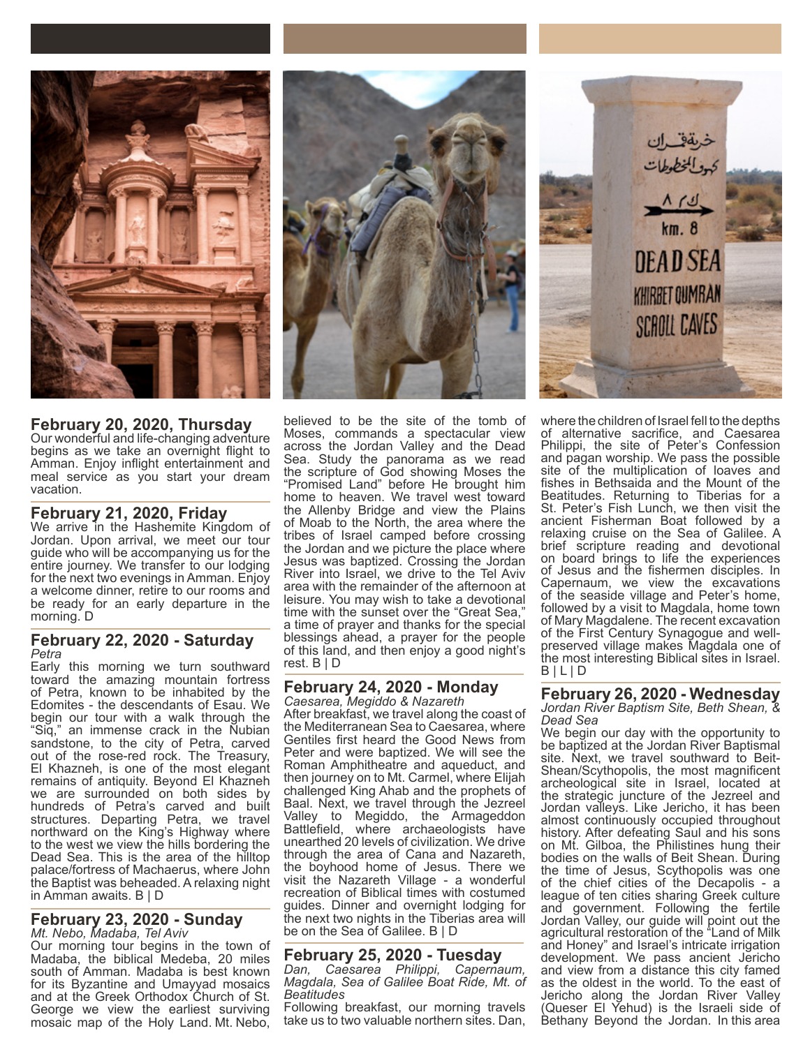## February 20, 2020, Thursday

Our wonderful and life-changing adventure begins as we take an overnight flight to Amman. Enjoy inflight entertainment and meal service as you start your dream vacation.

## February 21, 2020, Friday

We arrive in the Hashemite Kingdom of Jordan. Upon arrival, we meet our tour guide who will be accompanying us for the entire journey. We transfer to our lodging for the next two evenings in Amman. Enjoy a welcome dinner, retire to our rooms and be ready for an early departure in the morning. D

## February 22, 2020 - Saturday

*Petra*

Early this morning we turn southward toward the amazing mountain fortress of Petra, known to be inhabited by the Edomites - the descendants of Esau. We begin our tour with a walk through the "Siq," an immense crack in the Nubian sandstone, to the city of Petra, carved out of the rose-red rock. The Treasury, El Khazneh, is one of the most elegant remains of antiquity. Beyond El Khazneh we are surrounded on both sides by hundreds of Petra's carved and built structures. Departing Petra, we travel northward on the King's Highway where to the west we view the hills bordering the Dead Sea. This is the area of the hilltop palace/fortress of Machaerus, where John the Baptist was beheaded. A relaxing night in Amman awaits. B | D

## February 23, 2020 - Sunday

*Mt. Nebo, Madaba, Tel Aviv*

Our morning tour begins in the town of Madaba, the biblical Medeba, 20 miles south of Amman. Madaba is best known for its Byzantine and Umayyad mosaics and at the Greek Orthodox Church of St. George we view the earliest surviving mosaic map of the Holy Land. Mt. Nebo, believed to be the site of the tomb of Moses, commands a spectacular view across the Jordan Valley and the Dead Sea. Study the panorama as we read the scripture of God showing Moses the "Promised Land" before He brought him home to heaven. We travel west toward the Allenby Bridge and view the Plains of Moab to the North, the area where the tribes of Israel camped before crossing the Jordan and we picture the place where Jesus was baptized. Crossing the Jordan River into Israel, we drive to the Tel Aviv area with the remainder of the afternoon at leisure. You may wish to take a devotional time with the sunset over the "Great Sea," a time of prayer and thanks for the special blessings ahead, a prayer for the people of this land, and then enjoy a good night's rest. B | D

## February 24, 2020 - Monday

*Caesarea, Megiddo & Nazareth*

After breakfast, we travel along the coast of the Mediterranean Sea to Caesarea, where Gentiles first heard the Good News from Peter and were baptized. We will see the Roman Amphitheatre and aqueduct, and then journey on to Mt. Carmel, where Elijah challenged King Ahab and the prophets of Baal. Next, we travel through the Jezreel Valley to Megiddo, the Armageddon Battlefield, where archaeologists have unearthed 20 levels of civilization. We drive through the area of Cana and Nazareth, the boyhood home of Jesus. There we visit the Nazareth Village - a wonderful recreation of Biblical times with costumed guides. Dinner and overnight lodging for the next two nights in the Tiberias area will be on the Sea of Galilee. B | D

## February 25, 2020 - Tuesday

*Dan, Caesarea Philippi, Capernaum, Magdala, Sea of Galilee Boat Ride, Mt. of Beatitudes*

Following breakfast, our morning travels take us to two valuable northern sites. Dan, where the children of Israel fell to the depths of alternative sacrifice, and Caesarea Philippi, the site of Peter's Confession and pagan worship. We pass the possible site of the multiplication of loaves and fishes in Bethsaida and the Mount of the Beatitudes. Returning to Tiberias for a St. Peter's Fish Lunch, we then visit the ancient Fisherman Boat followed by a relaxing cruise on the Sea of Galilee. A brief scripture reading and devotional on board brings to life the experiences of Jesus and the fishermen disciples. In Capernaum, we view the excavations of the seaside village and Peter's home, followed by a visit to Magdala, home town of Mary Magdalene. The recent excavation of the First Century Synagogue and well-preserved village makes Magdala one of the most interesting Biblical sites in Israel. B | L | D

## February 26, 2020 - Wednesday

*Jordan River Baptism Site, Beth Shean, & Dead Sea*

We begin our day with the opportunity to be baptized at the Jordan River Baptismal site. Next, we travel southward to Beit-Shean/Scythopolis, the most magnificent archeological site in Israel, located at the strategic juncture of the Jezreel and Jordan valleys. Like Jericho, it has been almost continuously occupied throughout history. After defeating Saul and his sons on Mt. Gilboa, the Philistines hung their bodies on the walls of Beit Shean. During the time of Jesus, Scythopolis was one of the chief cities of the Decapolis - a league of ten cities sharing Greek culture and government. Following the fertile Jordan Valley, our guide will point out the agricultural restoration of the "Land of Milk and Honey" and Israel's intricate irrigation development. We pass ancient Jericho and view from a distance this city famed as the oldest in the world. To the east of Jericho along the Jordan River Valley (Queser El Yehud) is the Israeli side of Bethany Beyond the Jordan. In this area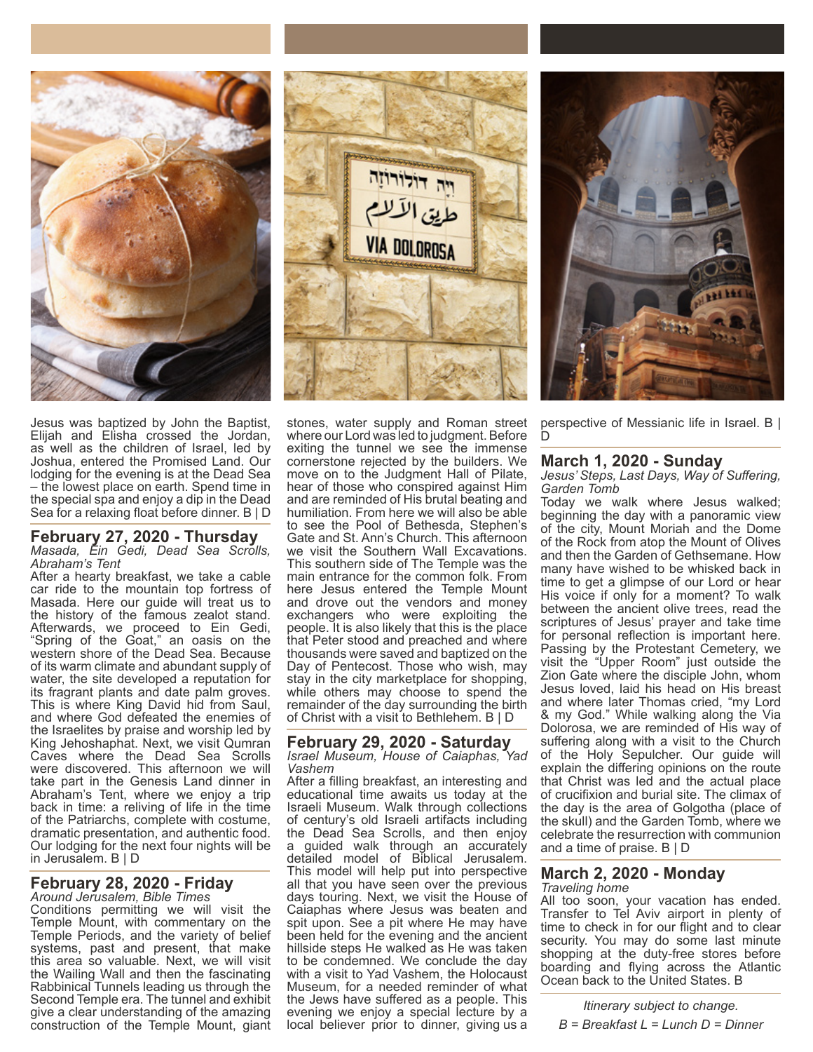Jesus was baptized by John the Baptist, Elijah and Elisha crossed the Jordan, as well as the children of Israel, led by Joshua, entered the Promised Land. Our lodging for the evening is at the Dead Sea – the lowest place on earth. Spend time in the special spa and enjoy a dip in the Dead Sea for a relaxing float before dinner. B | D

## February 27, 2020 - Thursday

*Masada, Ein Gedi, Dead Sea Scrolls, Abraham's Tent*

After a hearty breakfast, we take a cable car ride to the mountain top fortress of Masada. Here our guide will treat us to the history of the famous zealot stand. Afterwards, we proceed to Ein Gedi, "Spring of the Goat," an oasis on the western shore of the Dead Sea. Because of its warm climate and abundant supply of water, the site developed a reputation for its fragrant plants and date palm groves. This is where King David hid from Saul, and where God defeated the enemies of the Israelites by praise and worship led by King Jehoshaphat. Next, we visit Qumran Caves where the Dead Sea Scrolls were discovered. This afternoon we will take part in the Genesis Land dinner in Abraham's Tent, where we enjoy a trip back in time: a reliving of life in the time of the Patriarchs, complete with costume, dramatic presentation, and authentic food. Our lodging for the next four nights will be in Jerusalem. B | D

## February 28, 2020 - Friday

*Around Jerusalem, Bible Times*

Conditions permitting we will visit the Temple Mount, with commentary on the Temple Periods, and the variety of belief systems, past and present, that make this area so valuable. Next, we will visit the Wailing Wall and then the fascinating Rabbinical Tunnels leading us through the Second Temple era. The tunnel and exhibit give a clear understanding of the amazing construction of the Temple Mount, giant stones, water supply and Roman street where our Lord was led to judgment. Before exiting the tunnel we see the immense cornerstone rejected by the builders. We move on to the Judgment Hall of Pilate, hear of those who conspired against Him and are reminded of His brutal beating and humiliation. From here we will also be able to see the Pool of Bethesda, Stephen's Gate and St. Ann's Church. This afternoon we visit the Southern Wall Excavations. This southern side of The Temple was the main entrance for the common folk. From here Jesus entered the Temple Mount and drove out the vendors and money exchangers who were exploiting the people. It is also likely that this is the place that Peter stood and preached and where thousands were saved and baptized on the Day of Pentecost. Those who wish, may stay in the city marketplace for shopping, while others may choose to spend the remainder of the day surrounding the birth of Christ with a visit to Bethlehem. B | D

## February 29, 2020 - Saturday

*Israel Museum, House of Caiaphas, Yad Vashem*

After a filling breakfast, an interesting and educational time awaits us today at the Israeli Museum. Walk through collections of century's old Israeli artifacts including the Dead Sea Scrolls, and then enjoy a guided walk through an accurately detailed model of Biblical Jerusalem. This model will help put into perspective all that you have seen over the previous days touring. Next, we visit the House of Caiaphas where Jesus was beaten and spit upon. See a pit where He may have been held for the evening and the ancient hillside steps He walked as He was taken to be condemned. We conclude the day with a visit to Yad Vashem, the Holocaust Museum, for a needed reminder of what the Jews have suffered as a people. This evening we enjoy a special lecture by a local believer prior to dinner, giving us a perspective of Messianic life in Israel. B | D

## March 1, 2020 - Sunday

*Jesus' Steps, Last Days, Way of Suffering, Garden Tomb*

Today we walk where Jesus walked; beginning the day with a panoramic view of the city, Mount Moriah and the Dome of the Rock from atop the Mount of Olives and then the Garden of Gethsemane. How many have wished to be whisked back in time to get a glimpse of our Lord or hear His voice if only for a moment? To walk between the ancient olive trees, read the scriptures of Jesus' prayer and take time for personal reflection is important here. Passing by the Protestant Cemetery, we visit the "Upper Room" just outside the Zion Gate where the disciple John, whom Jesus loved, laid his head on His breast and where later Thomas cried, "my Lord & my God." While walking along the Via Dolorosa, we are reminded of His way of suffering along with a visit to the Church of the Holy Sepulcher. Our guide will explain the differing opinions on the route that Christ was led and the actual place of crucifixion and burial site. The climax of the day is the area of Golgotha (place of the skull) and the Garden Tomb, where we celebrate the resurrection with communion and a time of praise. B | D

## March 2, 2020 - Monday

*Traveling home*

All too soon, your vacation has ended. Transfer to Tel Aviv airport in plenty of time to check in for our flight and to clear security. You may do some last minute shopping at the duty-free stores before boarding and flying across the Atlantic Ocean back to the United States. B

*Itinerary subject to change.*

*B = Breakfast L = Lunch D = Dinner*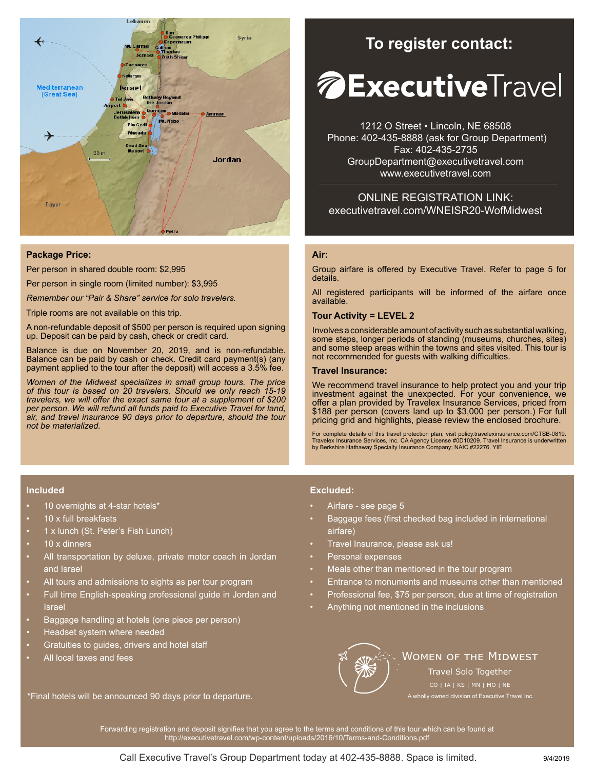## To register contact:

**ExecutiveTravel**

1212 O Street • Lincoln, NE 68508
Phone: 402-435-8888 (ask for Group Department)
Fax: 402-435-2735
GroupDepartment@executivetravel.com
www.executivetravel.com

ONLINE REGISTRATION LINK:
executivetravel.com/WNEISR20-WofMidwest

### Package Price:

Per person in shared double room: $2,995

Per person in single room (limited number): $3,995

*Remember our "Pair & Share" service for solo travelers.*

Triple rooms are not available on this trip.

A non-refundable deposit of $500 per person is required upon signing up. Deposit can be paid by cash, check or credit card.

Balance is due on November 20, 2019, and is non-refundable. Balance can be paid by cash or check. Credit card payment(s) (any payment applied to the tour after the deposit) will access a 3.5% fee.

*Women of the Midwest specializes in small group tours. The price of this tour is based on 20 travelers. Should we only reach 15-19 travelers, we will offer the exact same tour at a supplement of $200 per person. We will refund all funds paid to Executive Travel for land, air, and travel insurance 90 days prior to departure, should the tour not be materialized.*

### Air:

Group airfare is offered by Executive Travel. Refer to page 5 for details.

All registered participants will be informed of the airfare once available.

### Tour Activity = LEVEL 2

Involves a considerable amount of activity such as substantial walking, some steps, longer periods of standing (museums, churches, sites) and some steep areas within the towns and sites visited. This tour is not recommended for guests with walking difficulties.

### Travel Insurance:

We recommend travel insurance to help protect you and your trip investment against the unexpected. For your convenience, we offer a plan provided by Travelex Insurance Services, priced from $188 per person (covers land up to $3,000 per person.) For full pricing grid and highlights, please review the enclosed brochure.

For complete details of this travel protection plan, visit policy.travelexinsurance.com/CTSB-0819. Travelex Insurance Services, Inc. CA Agency License #0D10209. Travel Insurance is underwritten by Berkshire Hathaway Specialty Insurance Company; NAIC #22276. YIE

### Included

- 10 overnights at 4-star hotels*
- 10 x full breakfasts
- 1 x lunch (St. Peter's Fish Lunch)
- 10 x dinners
- All transportation by deluxe, private motor coach in Jordan and Israel
- All tours and admissions to sights as per tour program
- Full time English-speaking professional guide in Jordan and Israel
- Baggage handling at hotels (one piece per person)
- Headset system where needed
- Gratuities to guides, drivers and hotel staff
- All local taxes and fees

*Final hotels will be announced 90 days prior to departure.

### Excluded:

- Airfare - see page 5
- Baggage fees (first checked bag included in international airfare)
- Travel Insurance, please ask us!
- Personal expenses
- Meals other than mentioned in the tour program
- Entrance to monuments and museums other than mentioned
- Professional fee, $75 per person, due at time of registration
- Anything not mentioned in the inclusions

WOMEN OF THE MIDWEST
Travel Solo Together
CO | IA | KS | MN | MO | NE
A wholly owned division of Executive Travel Inc.

Forwarding registration and deposit signifies that you agree to the terms and conditions of this tour which can be found at http://executivetravel.com/wp-content/uploads/2016/10/Terms-and-Conditions.pdf

Call Executive Travel's Group Department today at 402-435-8888. Space is limited.

9/4/2019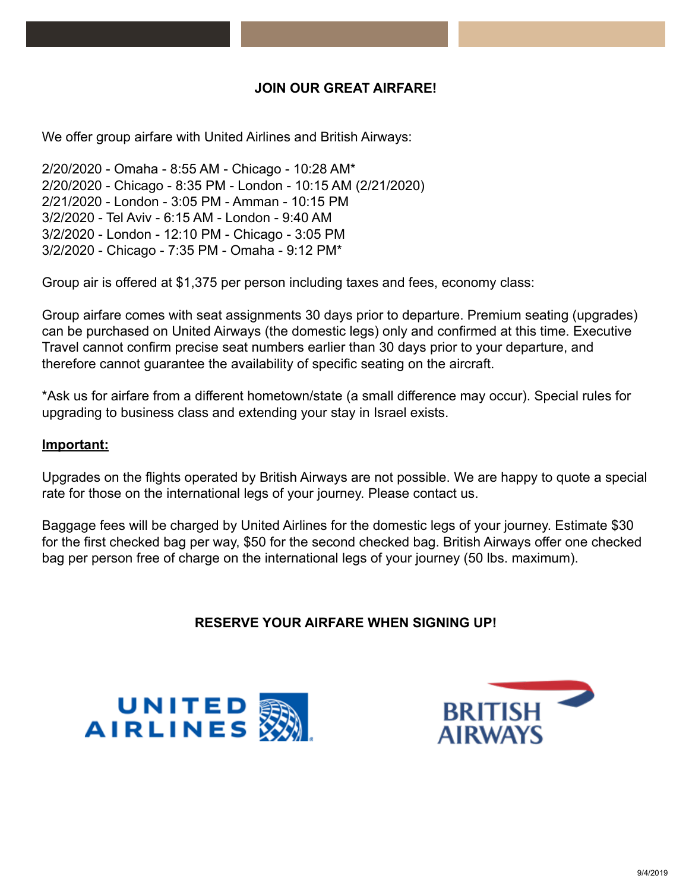**JOIN OUR GREAT AIRFARE!**

We offer group airfare with United Airlines and British Airways:

2/20/2020 - Omaha - 8:55 AM - Chicago - 10:28 AM*
2/20/2020 - Chicago - 8:35 PM - London - 10:15 AM (2/21/2020)
2/21/2020 - London - 3:05 PM - Amman - 10:15 PM
3/2/2020 - Tel Aviv - 6:15 AM - London - 9:40 AM
3/2/2020 - London - 12:10 PM - Chicago - 3:05 PM
3/2/2020 - Chicago - 7:35 PM - Omaha - 9:12 PM*

Group air is offered at $1,375 per person including taxes and fees, economy class:

Group airfare comes with seat assignments 30 days prior to departure. Premium seating (upgrades) can be purchased on United Airways (the domestic legs) only and confirmed at this time. Executive Travel cannot confirm precise seat numbers earlier than 30 days prior to your departure, and therefore cannot guarantee the availability of specific seating on the aircraft.

*Ask us for airfare from a different hometown/state (a small difference may occur). Special rules for upgrading to business class and extending your stay in Israel exists.

**Important:**

Upgrades on the flights operated by British Airways are not possible. We are happy to quote a special rate for those on the international legs of your journey. Please contact us.

Baggage fees will be charged by United Airlines for the domestic legs of your journey. Estimate $30 for the first checked bag per way, $50 for the second checked bag. British Airways offer one checked bag per person free of charge on the international legs of your journey (50 lbs. maximum).

**RESERVE YOUR AIRFARE WHEN SIGNING UP!**

UNITED AIRLINES

BRITISH AIRWAYS

9/4/2019